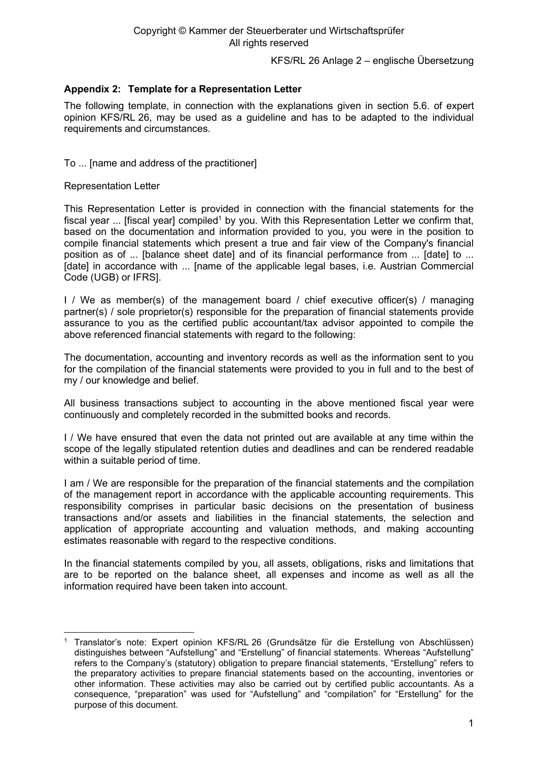Copyright © Kammer der Steuerberater und Wirtschaftsprüfer
All rights reserved

KFS/RL 26 Anlage 2 – englische Übersetzung

**Appendix 2: Template for a Representation Letter**

The following template, in connection with the explanations given in section 5.6. of expert opinion KFS/RL 26, may be used as a guideline and has to be adapted to the individual requirements and circumstances.

To ... [name and address of the practitioner]

Representation Letter

This Representation Letter is provided in connection with the financial statements for the fiscal year ... [fiscal year] compiled[1] by you. With this Representation Letter we confirm that, based on the documentation and information provided to you, you were in the position to compile financial statements which present a true and fair view of the Company's financial position as of ... [balance sheet date] and of its financial performance from ... [date] to ... [date] in accordance with ... [name of the applicable legal bases, i.e. Austrian Commercial Code (UGB) or IFRS].

I / We as member(s) of the management board / chief executive officer(s) / managing partner(s) / sole proprietor(s) responsible for the preparation of financial statements provide assurance to you as the certified public accountant/tax advisor appointed to compile the above referenced financial statements with regard to the following:

The documentation, accounting and inventory records as well as the information sent to you for the compilation of the financial statements were provided to you in full and to the best of my / our knowledge and belief.

All business transactions subject to accounting in the above mentioned fiscal year were continuously and completely recorded in the submitted books and records.

I / We have ensured that even the data not printed out are available at any time within the scope of the legally stipulated retention duties and deadlines and can be rendered readable within a suitable period of time.

I am / We are responsible for the preparation of the financial statements and the compilation of the management report in accordance with the applicable accounting requirements. This responsibility comprises in particular basic decisions on the presentation of business transactions and/or assets and liabilities in the financial statements, the selection and application of appropriate accounting and valuation methods, and making accounting estimates reasonable with regard to the respective conditions.

In the financial statements compiled by you, all assets, obligations, risks and limitations that are to be reported on the balance sheet, all expenses and income as well as all the information required have been taken into account.

---

[1] Translator's note: Expert opinion KFS/RL 26 (Grundsätze für die Erstellung von Abschlüssen) distinguishes between "Aufstellung" and "Erstellung" of financial statements. Whereas "Aufstellung" refers to the Company's (statutory) obligation to prepare financial statements, "Erstellung" refers to the preparatory activities to prepare financial statements based on the accounting, inventories or other information. These activities may also be carried out by certified public accountants. As a consequence, "preparation" was used for "Aufstellung" and "compilation" for "Erstellung" for the purpose of this document.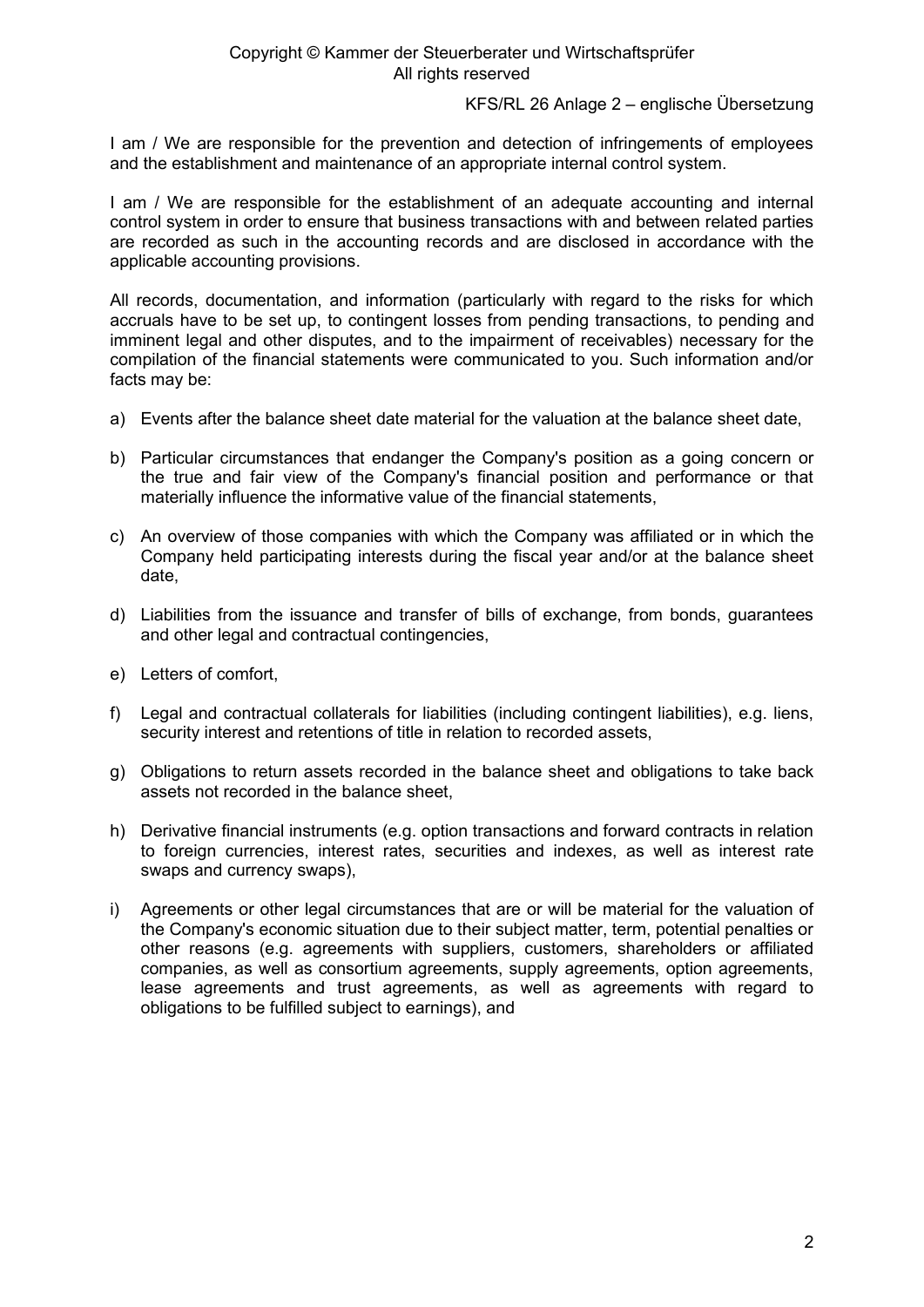I am / We are responsible for the prevention and detection of infringements of employees and the establishment and maintenance of an appropriate internal control system.

I am / We are responsible for the establishment of an adequate accounting and internal control system in order to ensure that business transactions with and between related parties are recorded as such in the accounting records and are disclosed in accordance with the applicable accounting provisions.

All records, documentation, and information (particularly with regard to the risks for which accruals have to be set up, to contingent losses from pending transactions, to pending and imminent legal and other disputes, and to the impairment of receivables) necessary for the compilation of the financial statements were communicated to you. Such information and/or facts may be:

a) Events after the balance sheet date material for the valuation at the balance sheet date,

b) Particular circumstances that endanger the Company's position as a going concern or the true and fair view of the Company's financial position and performance or that materially influence the informative value of the financial statements,

c) An overview of those companies with which the Company was affiliated or in which the Company held participating interests during the fiscal year and/or at the balance sheet date,

d) Liabilities from the issuance and transfer of bills of exchange, from bonds, guarantees and other legal and contractual contingencies,

e) Letters of comfort,

f) Legal and contractual collaterals for liabilities (including contingent liabilities), e.g. liens, security interest and retentions of title in relation to recorded assets,

g) Obligations to return assets recorded in the balance sheet and obligations to take back assets not recorded in the balance sheet,

h) Derivative financial instruments (e.g. option transactions and forward contracts in relation to foreign currencies, interest rates, securities and indexes, as well as interest rate swaps and currency swaps),

i) Agreements or other legal circumstances that are or will be material for the valuation of the Company's economic situation due to their subject matter, term, potential penalties or other reasons (e.g. agreements with suppliers, customers, shareholders or affiliated companies, as well as consortium agreements, supply agreements, option agreements, lease agreements and trust agreements, as well as agreements with regard to obligations to be fulfilled subject to earnings), and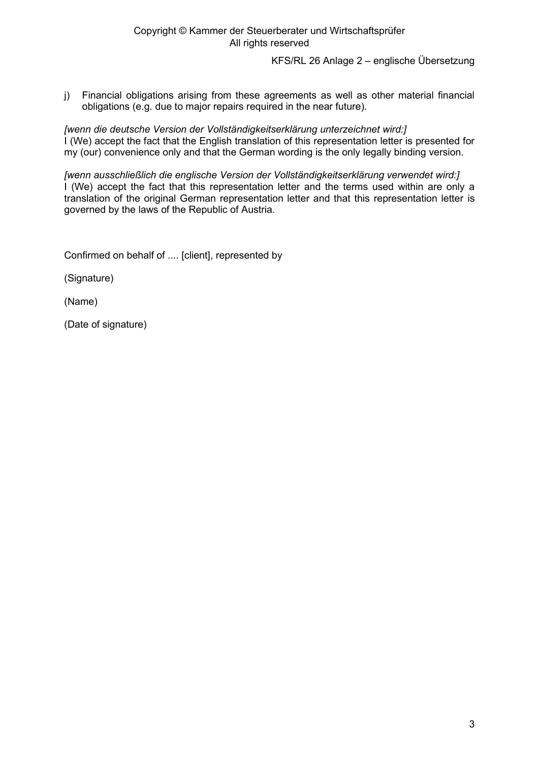j) Financial obligations arising from these agreements as well as other material financial obligations (e.g. due to major repairs required in the near future).

*[wenn die deutsche Version der Vollständigkeitserklärung unterzeichnet wird:]*
I (We) accept the fact that the English translation of this representation letter is presented for my (our) convenience only and that the German wording is the only legally binding version.

*[wenn ausschließlich die englische Version der Vollständigkeitserklärung verwendet wird:]*
I (We) accept the fact that this representation letter and the terms used within are only a translation of the original German representation letter and that this representation letter is governed by the laws of the Republic of Austria.

Confirmed on behalf of .... [client], represented by

(Signature)

(Name)

(Date of signature)